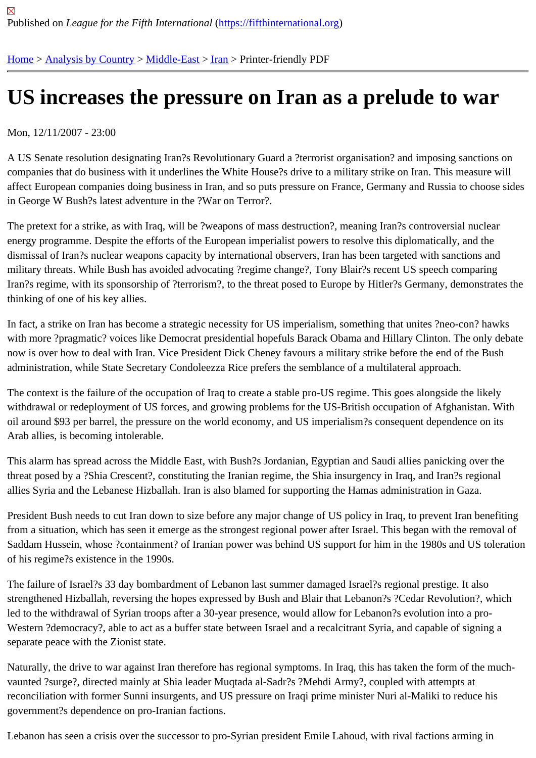Published on *League for the Fifth International* (https://fifthinternational.org)

Home > Analysis by Country > Middle-East > Iran > Printer-friendly PDF

# US increases the pressure on Iran as a prelude to war

Mon, 12/11/2007 - 23:00

A US Senate resolution designating Iran?s Revolutionary Guard a ?terrorist organisation? and imposing sanctions on companies that do business with it underlines the White House?s drive to a military strike on Iran. This measure will affect European companies doing business in Iran, and so puts pressure on France, Germany and Russia to choose sides in George W Bush?s latest adventure in the ?War on Terror?.

The pretext for a strike, as with Iraq, will be ?weapons of mass destruction?, meaning Iran?s controversial nuclear energy programme. Despite the efforts of the European imperialist powers to resolve this diplomatically, and the dismissal of Iran?s nuclear weapons capacity by international observers, Iran has been targeted with sanctions and military threats. While Bush has avoided advocating ?regime change?, Tony Blair?s recent US speech comparing Iran?s regime, with its sponsorship of ?terrorism?, to the threat posed to Europe by Hitler?s Germany, demonstrates the thinking of one of his key allies.

In fact, a strike on Iran has become a strategic necessity for US imperialism, something that unites ?neo-con? hawks with more ?pragmatic? voices like Democrat presidential hopefuls Barack Obama and Hillary Clinton. The only debate now is over how to deal with Iran. Vice President Dick Cheney favours a military strike before the end of the Bush administration, while State Secretary Condoleezza Rice prefers the semblance of a multilateral approach.

The context is the failure of the occupation of Iraq to create a stable pro-US regime. This goes alongside the likely withdrawal or redeployment of US forces, and growing problems for the US-British occupation of Afghanistan. With oil around $93 per barrel, the pressure on the world economy, and US imperialism?s consequent dependence on its Arab allies, is becoming intolerable.

This alarm has spread across the Middle East, with Bush?s Jordanian, Egyptian and Saudi allies panicking over the threat posed by a ?Shia Crescent?, constituting the Iranian regime, the Shia insurgency in Iraq, and Iran?s regional allies Syria and the Lebanese Hizballah. Iran is also blamed for supporting the Hamas administration in Gaza.

President Bush needs to cut Iran down to size before any major change of US policy in Iraq, to prevent Iran benefiting from a situation, which has seen it emerge as the strongest regional power after Israel. This began with the removal of Saddam Hussein, whose ?containment? of Iranian power was behind US support for him in the 1980s and US toleration of his regime?s existence in the 1990s.

The failure of Israel?s 33 day bombardment of Lebanon last summer damaged Israel?s regional prestige. It also strengthened Hizballah, reversing the hopes expressed by Bush and Blair that Lebanon?s ?Cedar Revolution?, which led to the withdrawal of Syrian troops after a 30-year presence, would allow for Lebanon?s evolution into a pro-Western ?democracy?, able to act as a buffer state between Israel and a recalcitrant Syria, and capable of signing a separate peace with the Zionist state.

Naturally, the drive to war against Iran therefore has regional symptoms. In Iraq, this has taken the form of the much-vaunted ?surge?, directed mainly at Shia leader Muqtada al-Sadr?s ?Mehdi Army?, coupled with attempts at reconciliation with former Sunni insurgents, and US pressure on Iraqi prime minister Nuri al-Maliki to reduce his government?s dependence on pro-Iranian factions.

Lebanon has seen a crisis over the successor to pro-Syrian president Emile Lahoud, with rival factions arming in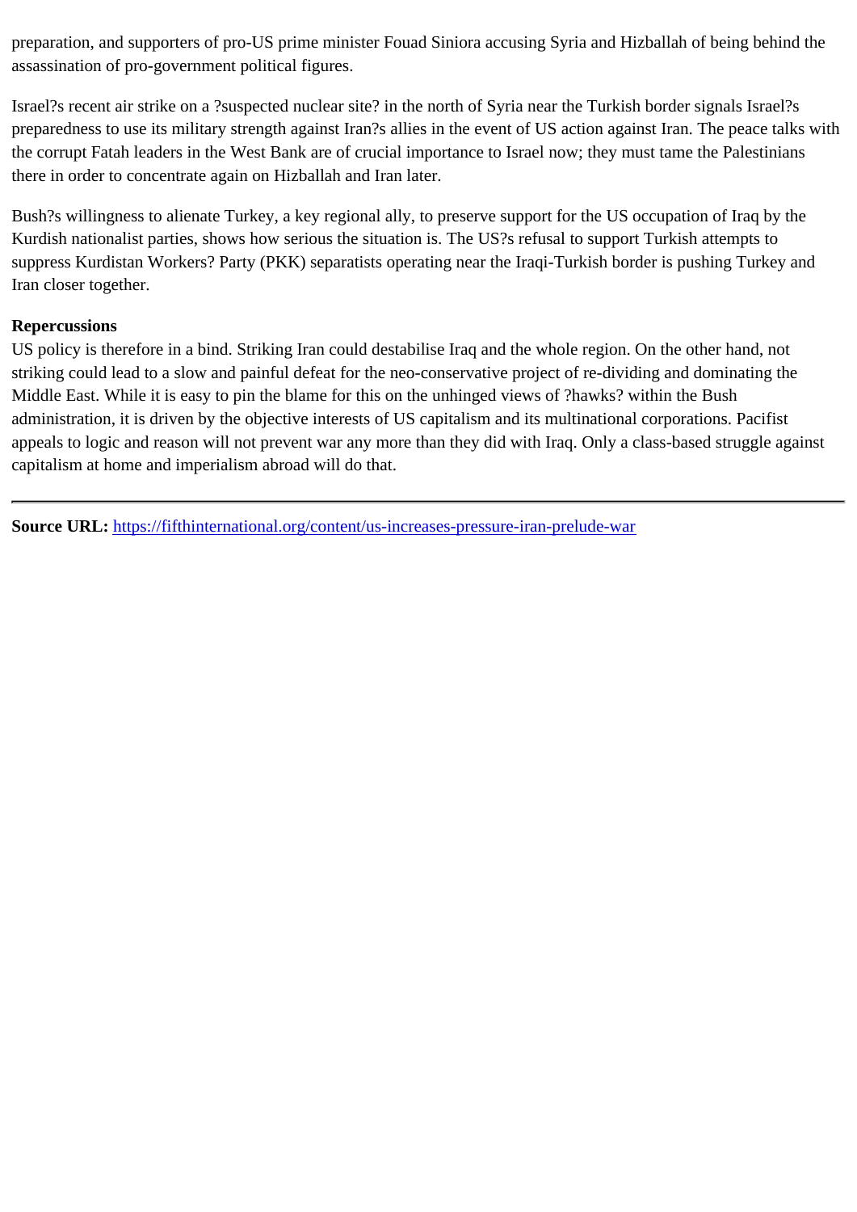preparation, and supporters of pro-US prime minister Fouad Siniora accusing Syria and Hizballah of being behind the assassination of pro-government political figures.

Israel?s recent air strike on a ?suspected nuclear site? in the north of Syria near the Turkish border signals Israel?s preparedness to use its military strength against Iran?s allies in the event of US action against Iran. The peace talks with the corrupt Fatah leaders in the West Bank are of crucial importance to Israel now; they must tame the Palestinians there in order to concentrate again on Hizballah and Iran later.

Bush?s willingness to alienate Turkey, a key regional ally, to preserve support for the US occupation of Iraq by the Kurdish nationalist parties, shows how serious the situation is. The US?s refusal to support Turkish attempts to suppress Kurdistan Workers? Party (PKK) separatists operating near the Iraqi-Turkish border is pushing Turkey and Iran closer together.

**Repercussions**

US policy is therefore in a bind. Striking Iran could destabilise Iraq and the whole region. On the other hand, not striking could lead to a slow and painful defeat for the neo-conservative project of re-dividing and dominating the Middle East. While it is easy to pin the blame for this on the unhinged views of ?hawks? within the Bush administration, it is driven by the objective interests of US capitalism and its multinational corporations. Pacifist appeals to logic and reason will not prevent war any more than they did with Iraq. Only a class-based struggle against capitalism at home and imperialism abroad will do that.

---

**Source URL:** https://fifthinternational.org/content/us-increases-pressure-iran-prelude-war